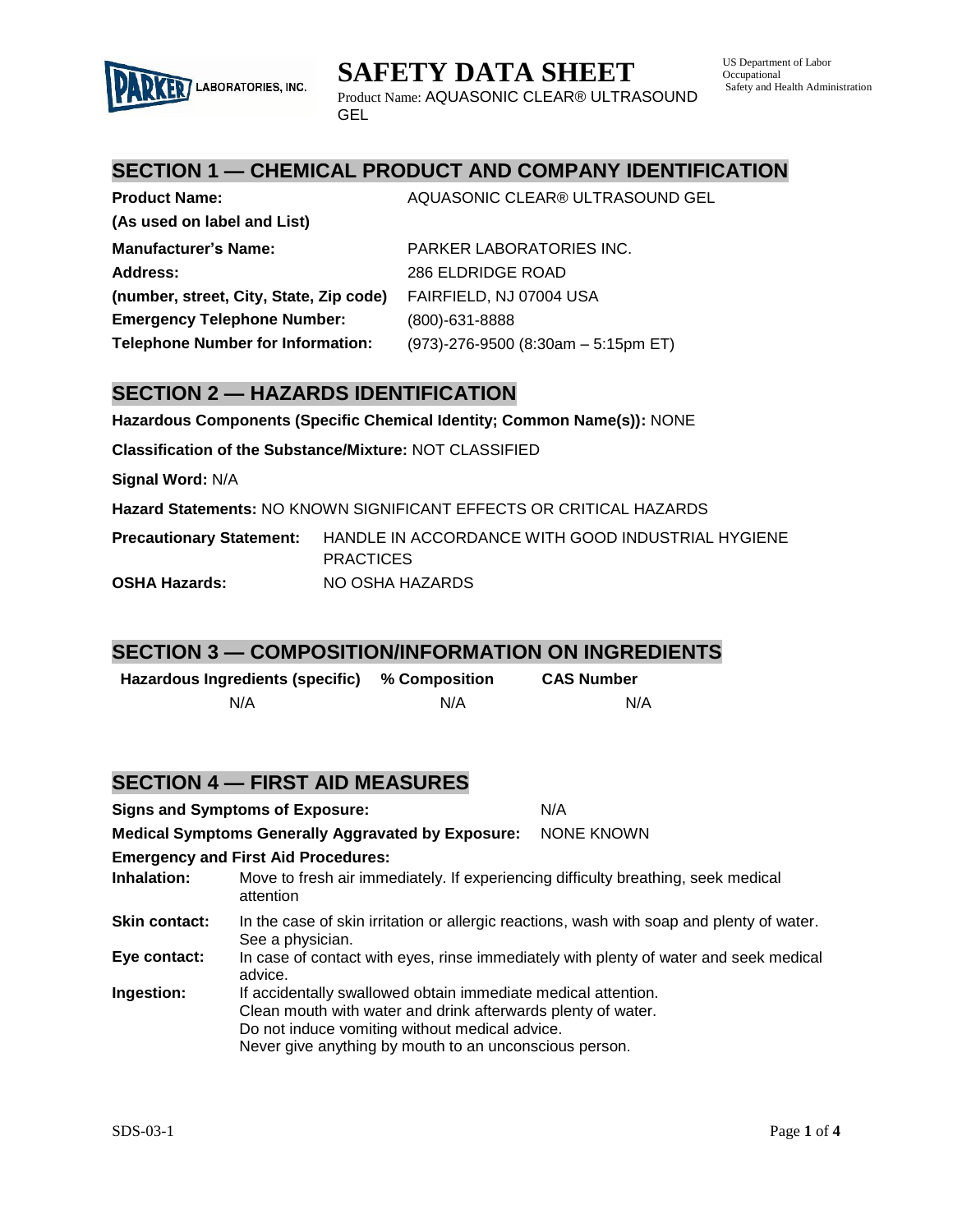# SAFETY DATA SHEET

Product Name: AQUASONIC CLEAR® ULTRASOUND GEL

US Department of Labor Occupational Safety and Health Administration

## SECTION 1 — CHEMICAL PRODUCT AND COMPANY IDENTIFICATION

| | |
|---|---|
| **Product Name:** | AQUASONIC CLEAR® ULTRASOUND GEL |
| **(As used on label and List)** | |
| **Manufacturer's Name:** | PARKER LABORATORIES INC. |
| **Address:** | 286 ELDRIDGE ROAD |
| **(number, street, City, State, Zip code)** | FAIRFIELD, NJ 07004 USA |
| **Emergency Telephone Number:** | (800)-631-8888 |
| **Telephone Number for Information:** | (973)-276-9500 (8:30am – 5:15pm ET) |

## SECTION 2 — HAZARDS IDENTIFICATION

**Hazardous Components (Specific Chemical Identity; Common Name(s)):** NONE

**Classification of the Substance/Mixture:** NOT CLASSIFIED

**Signal Word:** N/A

**Hazard Statements:** NO KNOWN SIGNIFICANT EFFECTS OR CRITICAL HAZARDS

**Precautionary Statement:** HANDLE IN ACCORDANCE WITH GOOD INDUSTRIAL HYGIENE PRACTICES

**OSHA Hazards:** NO OSHA HAZARDS

## SECTION 3 — COMPOSITION/INFORMATION ON INGREDIENTS

| Hazardous Ingredients (specific) | % Composition | CAS Number |
|---|---|---|
| N/A | N/A | N/A |

## SECTION 4 — FIRST AID MEASURES

**Signs and Symptoms of Exposure:** N/A

**Medical Symptoms Generally Aggravated by Exposure:** NONE KNOWN

**Emergency and First Aid Procedures:**

**Inhalation:** Move to fresh air immediately. If experiencing difficulty breathing, seek medical attention

**Skin contact:** In the case of skin irritation or allergic reactions, wash with soap and plenty of water. See a physician.

**Eye contact:** In case of contact with eyes, rinse immediately with plenty of water and seek medical advice.

**Ingestion:** If accidentally swallowed obtain immediate medical attention.
Clean mouth with water and drink afterwards plenty of water.
Do not induce vomiting without medical advice.
Never give anything by mouth to an unconscious person.

SDS-03-1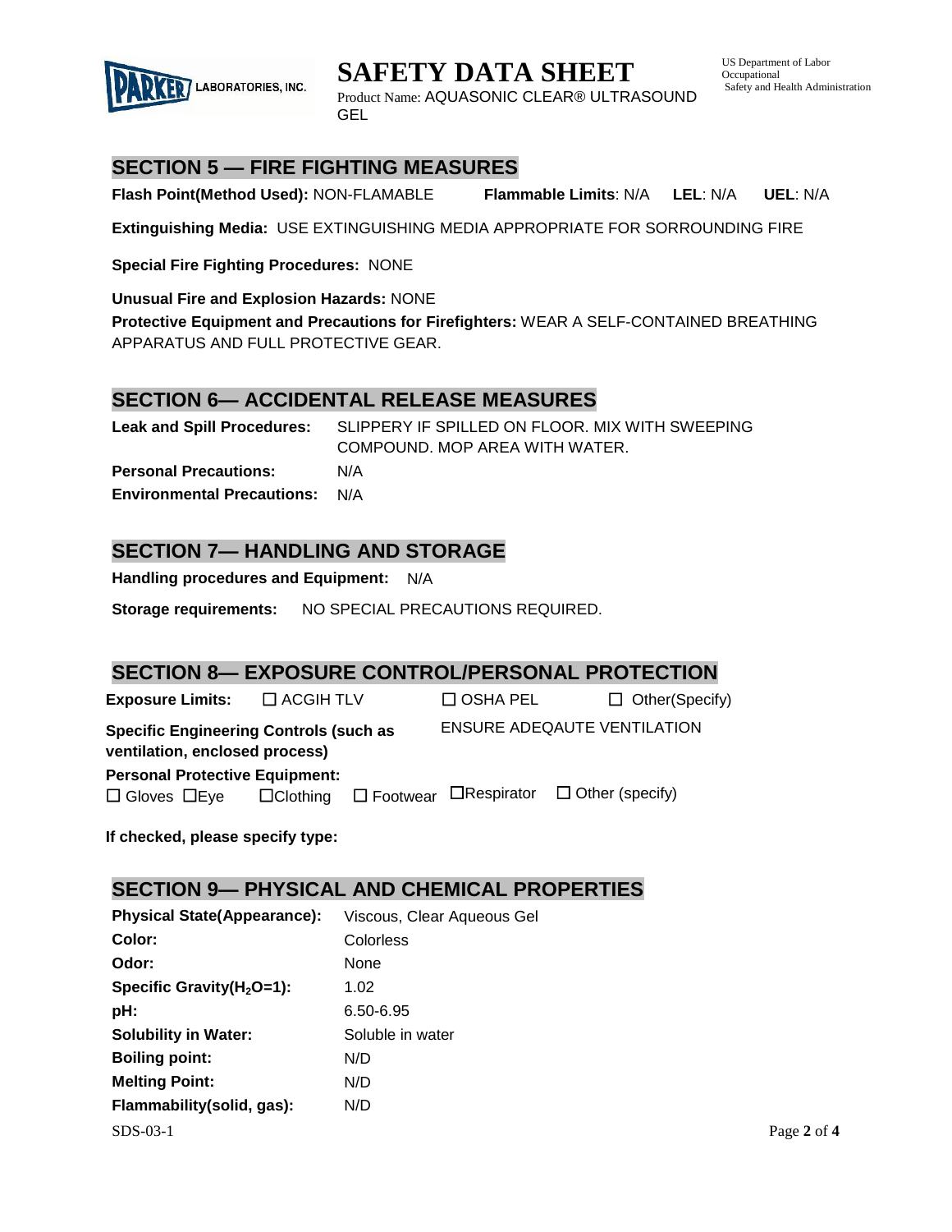## SECTION 5 — FIRE FIGHTING MEASURES

**Flash Point(Method Used):** NON-FLAMABLE **Flammable Limits**: N/A **LEL**: N/A **UEL**: N/A

**Extinguishing Media:** USE EXTINGUISHING MEDIA APPROPRIATE FOR SORROUNDING FIRE

**Special Fire Fighting Procedures:** NONE

**Unusual Fire and Explosion Hazards:** NONE

**Protective Equipment and Precautions for Firefighters:** WEAR A SELF-CONTAINED BREATHING APPARATUS AND FULL PROTECTIVE GEAR.

## SECTION 6— ACCIDENTAL RELEASE MEASURES

**Leak and Spill Procedures:** SLIPPERY IF SPILLED ON FLOOR. MIX WITH SWEEPING COMPOUND. MOP AREA WITH WATER.

**Personal Precautions:** N/A

**Environmental Precautions:** N/A

## SECTION 7— HANDLING AND STORAGE

**Handling procedures and Equipment:** N/A

**Storage requirements:** NO SPECIAL PRECAUTIONS REQUIRED.

## SECTION 8— EXPOSURE CONTROL/PERSONAL PROTECTION

**Exposure Limits:** ☐ ACGIH TLV ☐ OSHA PEL ☐ Other(Specify)

**Specific Engineering Controls (such as ventilation, enclosed process)** ENSURE ADEQAUTE VENTILATION

**Personal Protective Equipment:**

☐ Gloves ☐Eye ☐Clothing ☐ Footwear ☐Respirator ☐ Other (specify)

**If checked, please specify type:**

## SECTION 9— PHYSICAL AND CHEMICAL PROPERTIES

| | |
|---|---|
| **Physical State(Appearance):** | Viscous, Clear Aqueous Gel |
| **Color:** | Colorless |
| **Odor:** | None |
| **Specific Gravity($H_2O$=1):** | 1.02 |
| **pH:** | 6.50-6.95 |
| **Solubility in Water:** | Soluble in water |
| **Boiling point:** | N/D |
| **Melting Point:** | N/D |
| **Flammability(solid, gas):** | N/D |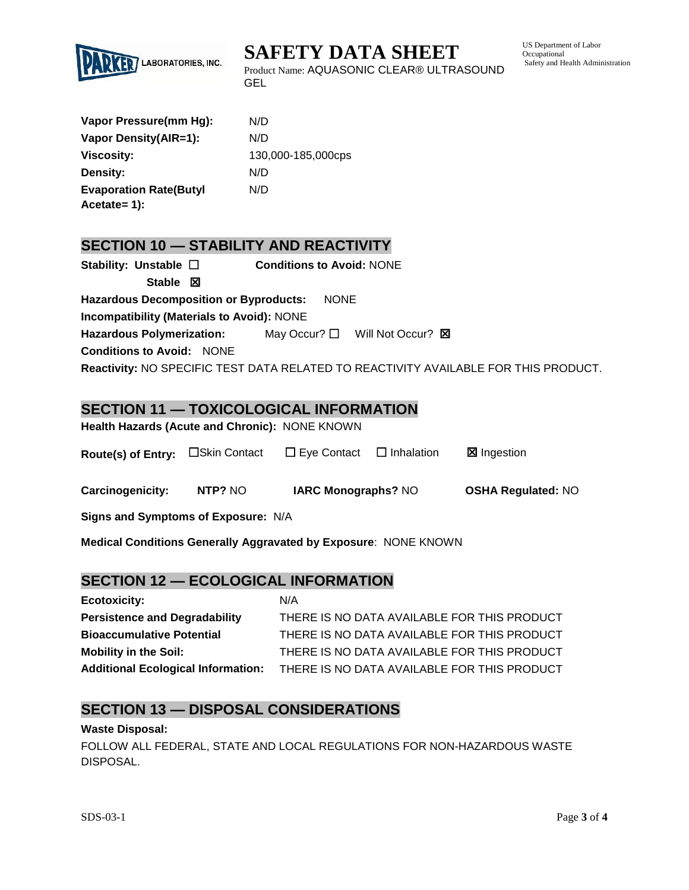| | |
|---|---|
| **Vapor Pressure(mm Hg):** | N/D |
| **Vapor Density(AIR=1):** | N/D |
| **Viscosity:** | 130,000-185,000cps |
| **Density:** | N/D |
| **Evaporation Rate(Butyl Acetate= 1):** | N/D |

## SECTION 10 — STABILITY AND REACTIVITY

**Stability:** **Unstable** ☐ **Stable** ☒ **Conditions to Avoid:** NONE

**Hazardous Decomposition or Byproducts:** NONE

**Incompatibility (Materials to Avoid):** NONE

**Hazardous Polymerization:** May Occur? ☐ Will Not Occur? ☒

**Conditions to Avoid:** NONE

**Reactivity:** NO SPECIFIC TEST DATA RELATED TO REACTIVITY AVAILABLE FOR THIS PRODUCT.

## SECTION 11 — TOXICOLOGICAL INFORMATION

**Health Hazards (Acute and Chronic):** NONE KNOWN

**Route(s) of Entry:** ☐Skin Contact ☐ Eye Contact ☐ Inhalation ☒ Ingestion

**Carcinogenicity:** **NTP?** NO **IARC Monographs?** NO **OSHA Regulated:** NO

**Signs and Symptoms of Exposure:** N/A

**Medical Conditions Generally Aggravated by Exposure**: NONE KNOWN

## SECTION 12 — ECOLOGICAL INFORMATION

| | |
|---|---|
| **Ecotoxicity:** | N/A |
| **Persistence and Degradability** | THERE IS NO DATA AVAILABLE FOR THIS PRODUCT |
| **Bioaccumulative Potential** | THERE IS NO DATA AVAILABLE FOR THIS PRODUCT |
| **Mobility in the Soil:** | THERE IS NO DATA AVAILABLE FOR THIS PRODUCT |
| **Additional Ecological Information:** | THERE IS NO DATA AVAILABLE FOR THIS PRODUCT |

## SECTION 13 — DISPOSAL CONSIDERATIONS

**Waste Disposal:**

FOLLOW ALL FEDERAL, STATE AND LOCAL REGULATIONS FOR NON-HAZARDOUS WASTE DISPOSAL.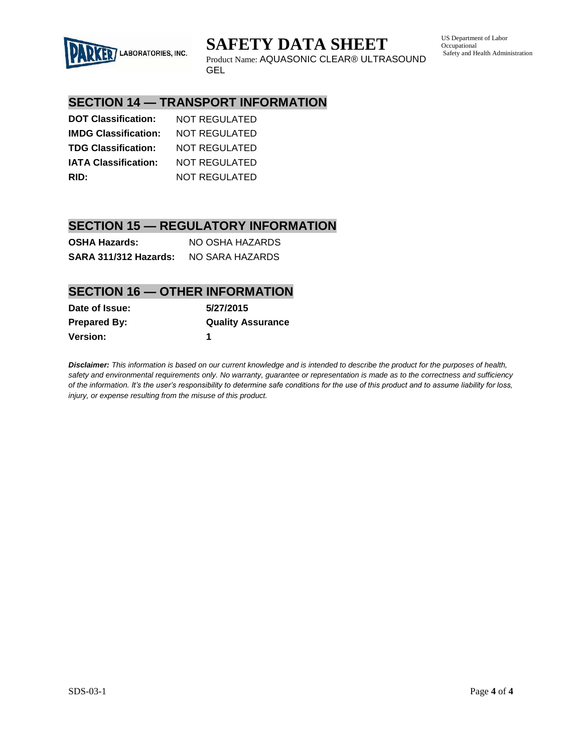## SECTION 14 — TRANSPORT INFORMATION

| | |
|---|---|
| **DOT Classification:** | NOT REGULATED |
| **IMDG Classification:** | NOT REGULATED |
| **TDG Classification:** | NOT REGULATED |
| **IATA Classification:** | NOT REGULATED |
| **RID:** | NOT REGULATED |

## SECTION 15 — REGULATORY INFORMATION

| | |
|---|---|
| **OSHA Hazards:** | NO OSHA HAZARDS |
| **SARA 311/312 Hazards:** | NO SARA HAZARDS |

## SECTION 16 — OTHER INFORMATION

| | |
|---|---|
| **Date of Issue:** | **5/27/2015** |
| **Prepared By:** | **Quality Assurance** |
| **Version:** | **1** |

***Disclaimer:*** *This information is based on our current knowledge and is intended to describe the product for the purposes of health, safety and environmental requirements only. No warranty, guarantee or representation is made as to the correctness and sufficiency of the information. It's the user's responsibility to determine safe conditions for the use of this product and to assume liability for loss, injury, or expense resulting from the misuse of this product.*